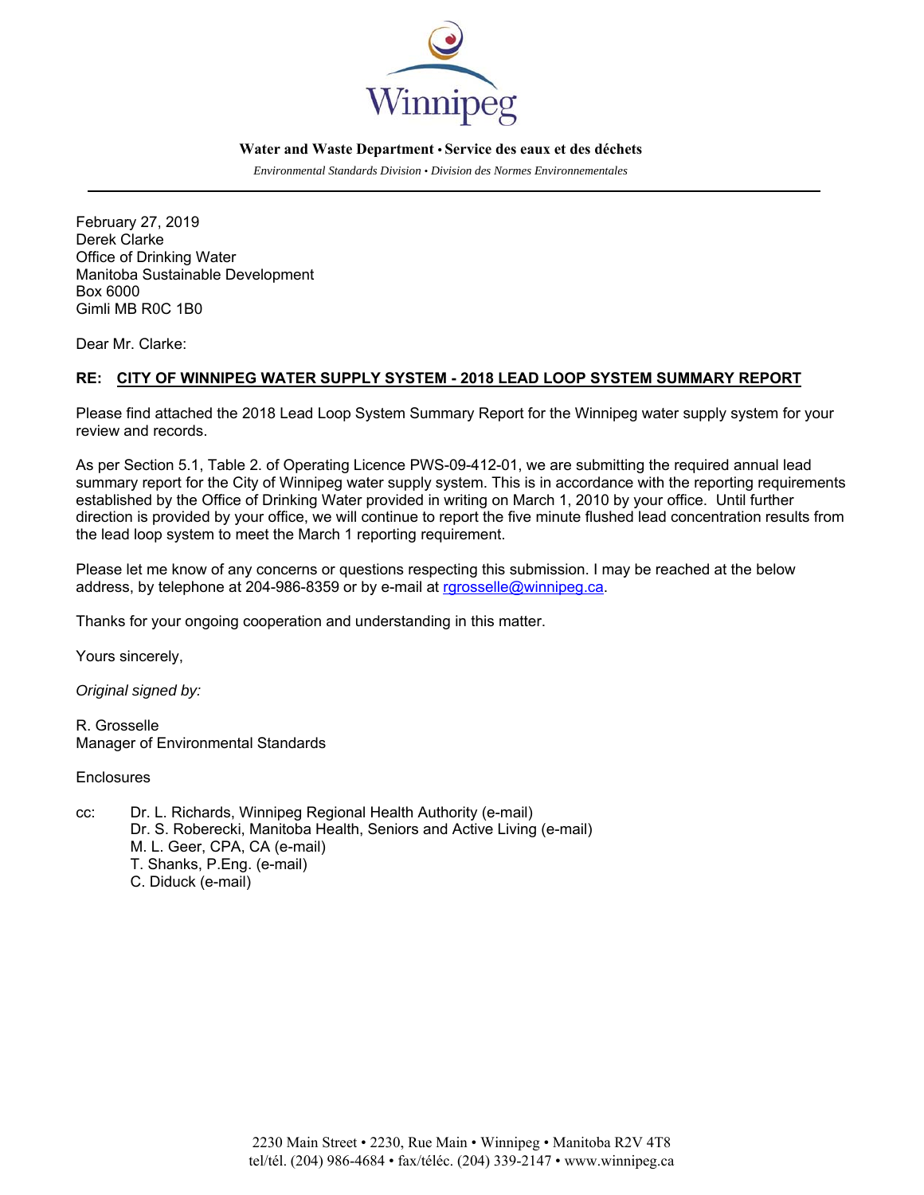Winnipeg

**Water and Waste Department • Service des eaux et des déchets**

*Environmental Standards Division • Division des Normes Environnementales*

---

February 27, 2019
Derek Clarke
Office of Drinking Water
Manitoba Sustainable Development
Box 6000
Gimli MB R0C 1B0

Dear Mr. Clarke:

**RE: CITY OF WINNIPEG WATER SUPPLY SYSTEM - 2018 LEAD LOOP SYSTEM SUMMARY REPORT**

Please find attached the 2018 Lead Loop System Summary Report for the Winnipeg water supply system for your review and records.

As per Section 5.1, Table 2. of Operating Licence PWS-09-412-01, we are submitting the required annual lead summary report for the City of Winnipeg water supply system. This is in accordance with the reporting requirements established by the Office of Drinking Water provided in writing on March 1, 2010 by your office. Until further direction is provided by your office, we will continue to report the five minute flushed lead concentration results from the lead loop system to meet the March 1 reporting requirement.

Please let me know of any concerns or questions respecting this submission. I may be reached at the below address, by telephone at 204-986-8359 or by e-mail at rgrosselle@winnipeg.ca.

Thanks for your ongoing cooperation and understanding in this matter.

Yours sincerely,

*Original signed by:*

R. Grosselle
Manager of Environmental Standards

Enclosures

cc: Dr. L. Richards, Winnipeg Regional Health Authority (e-mail)
Dr. S. Roberecki, Manitoba Health, Seniors and Active Living (e-mail)
M. L. Geer, CPA, CA (e-mail)
T. Shanks, P.Eng. (e-mail)
C. Diduck (e-mail)

2230 Main Street • 2230, Rue Main • Winnipeg • Manitoba R2V 4T8
tel/tél. (204) 986-4684 • fax/téléc. (204) 339-2147 • www.winnipeg.ca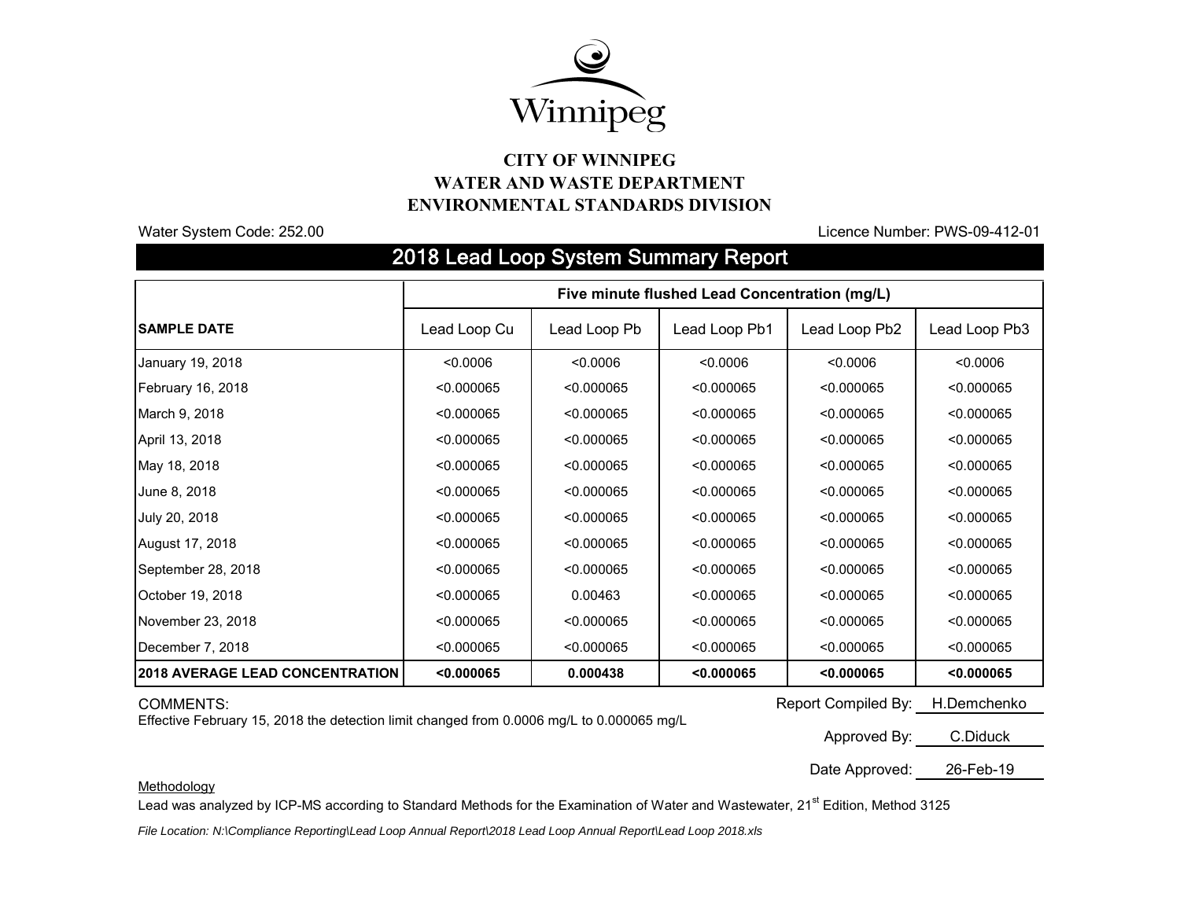Winnipeg

**CITY OF WINNIPEG**
**WATER AND WASTE DEPARTMENT**
**ENVIRONMENTAL STANDARDS DIVISION**

Water System Code: 252.00

Licence Number: PWS-09-412-01

# 2018 Lead Loop System Summary Report

| | Five minute flushed Lead Concentration (mg/L) | | | | |
|---|---|---|---|---|---|
| **SAMPLE DATE** | Lead Loop Cu | Lead Loop Pb | Lead Loop Pb1 | Lead Loop Pb2 | Lead Loop Pb3 |
| January 19, 2018 | <0.0006 | <0.0006 | <0.0006 | <0.0006 | <0.0006 |
| February 16, 2018 | <0.000065 | <0.000065 | <0.000065 | <0.000065 | <0.000065 |
| March 9, 2018 | <0.000065 | <0.000065 | <0.000065 | <0.000065 | <0.000065 |
| April 13, 2018 | <0.000065 | <0.000065 | <0.000065 | <0.000065 | <0.000065 |
| May 18, 2018 | <0.000065 | <0.000065 | <0.000065 | <0.000065 | <0.000065 |
| June 8, 2018 | <0.000065 | <0.000065 | <0.000065 | <0.000065 | <0.000065 |
| July 20, 2018 | <0.000065 | <0.000065 | <0.000065 | <0.000065 | <0.000065 |
| August 17, 2018 | <0.000065 | <0.000065 | <0.000065 | <0.000065 | <0.000065 |
| September 28, 2018 | <0.000065 | <0.000065 | <0.000065 | <0.000065 | <0.000065 |
| October 19, 2018 | <0.000065 | 0.00463 | <0.000065 | <0.000065 | <0.000065 |
| November 23, 2018 | <0.000065 | <0.000065 | <0.000065 | <0.000065 | <0.000065 |
| December 7, 2018 | <0.000065 | <0.000065 | <0.000065 | <0.000065 | <0.000065 |
| **2018 AVERAGE LEAD CONCENTRATION** | **<0.000065** | **0.000438** | **<0.000065** | **<0.000065** | **<0.000065** |

COMMENTS:
Effective February 15, 2018 the detection limit changed from 0.0006 mg/L to 0.000065 mg/L

Report Compiled By: H.Demchenko

Approved By: C.Diduck

Date Approved: 26-Feb-19

Methodology

Lead was analyzed by ICP-MS according to Standard Methods for the Examination of Water and Wastewater, 21$^{st}$ Edition, Method 3125

*File Location: N:\Compliance Reporting\Lead Loop Annual Report\2018 Lead Loop Annual Report\Lead Loop 2018.xls*